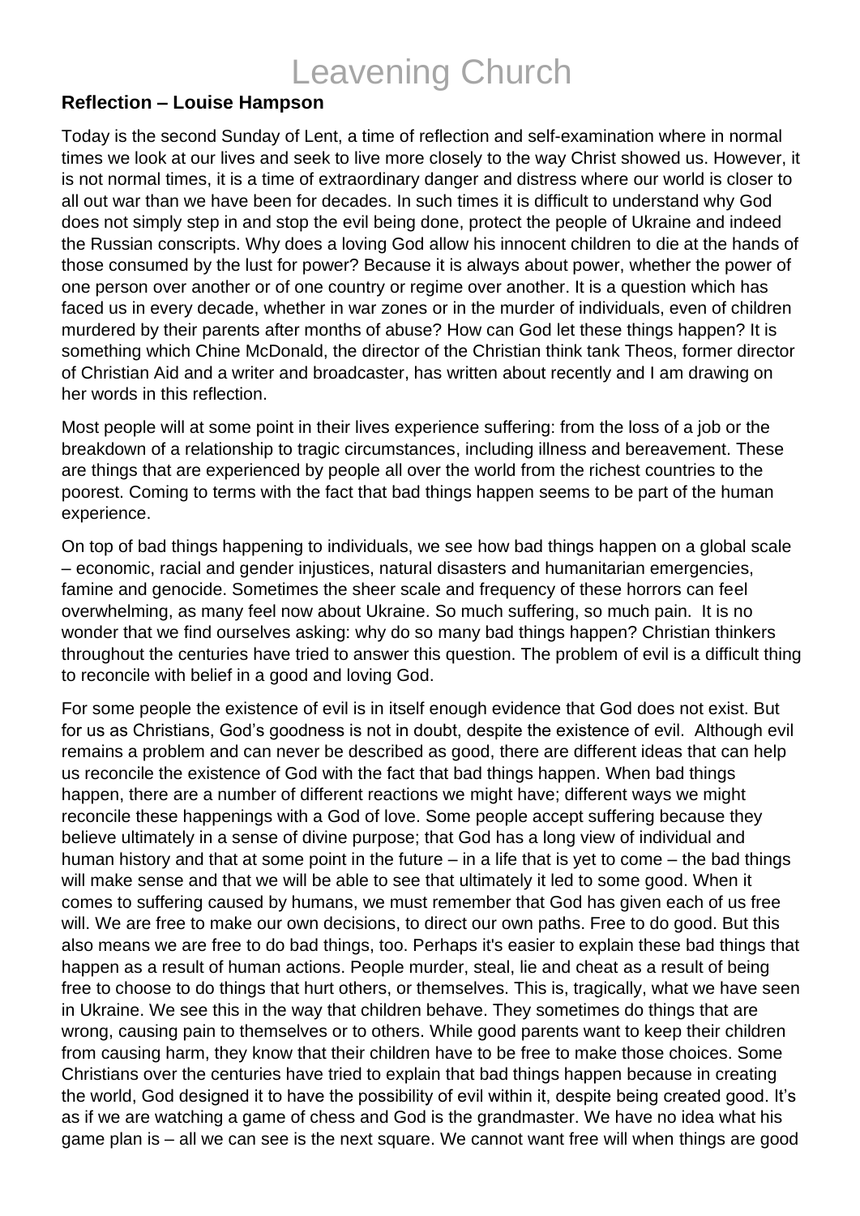# Leavening Church

**Reflection – Louise Hampson**

Today is the second Sunday of Lent, a time of reflection and self-examination where in normal times we look at our lives and seek to live more closely to the way Christ showed us. However, it is not normal times, it is a time of extraordinary danger and distress where our world is closer to all out war than we have been for decades. In such times it is difficult to understand why God does not simply step in and stop the evil being done, protect the people of Ukraine and indeed the Russian conscripts. Why does a loving God allow his innocent children to die at the hands of those consumed by the lust for power? Because it is always about power, whether the power of one person over another or of one country or regime over another. It is a question which has faced us in every decade, whether in war zones or in the murder of individuals, even of children murdered by their parents after months of abuse? How can God let these things happen? It is something which Chine McDonald, the director of the Christian think tank Theos, former director of Christian Aid and a writer and broadcaster, has written about recently and I am drawing on her words in this reflection.

Most people will at some point in their lives experience suffering: from the loss of a job or the breakdown of a relationship to tragic circumstances, including illness and bereavement. These are things that are experienced by people all over the world from the richest countries to the poorest. Coming to terms with the fact that bad things happen seems to be part of the human experience.

On top of bad things happening to individuals, we see how bad things happen on a global scale – economic, racial and gender injustices, natural disasters and humanitarian emergencies, famine and genocide. Sometimes the sheer scale and frequency of these horrors can feel overwhelming, as many feel now about Ukraine. So much suffering, so much pain. It is no wonder that we find ourselves asking: why do so many bad things happen? Christian thinkers throughout the centuries have tried to answer this question. The problem of evil is a difficult thing to reconcile with belief in a good and loving God.

For some people the existence of evil is in itself enough evidence that God does not exist. But for us as Christians, God's goodness is not in doubt, despite the existence of evil. Although evil remains a problem and can never be described as good, there are different ideas that can help us reconcile the existence of God with the fact that bad things happen. When bad things happen, there are a number of different reactions we might have; different ways we might reconcile these happenings with a God of love. Some people accept suffering because they believe ultimately in a sense of divine purpose; that God has a long view of individual and human history and that at some point in the future – in a life that is yet to come – the bad things will make sense and that we will be able to see that ultimately it led to some good. When it comes to suffering caused by humans, we must remember that God has given each of us free will. We are free to make our own decisions, to direct our own paths. Free to do good. But this also means we are free to do bad things, too. Perhaps it's easier to explain these bad things that happen as a result of human actions. People murder, steal, lie and cheat as a result of being free to choose to do things that hurt others, or themselves. This is, tragically, what we have seen in Ukraine. We see this in the way that children behave. They sometimes do things that are wrong, causing pain to themselves or to others. While good parents want to keep their children from causing harm, they know that their children have to be free to make those choices. Some Christians over the centuries have tried to explain that bad things happen because in creating the world, God designed it to have the possibility of evil within it, despite being created good. It's as if we are watching a game of chess and God is the grandmaster. We have no idea what his game plan is – all we can see is the next square. We cannot want free will when things are good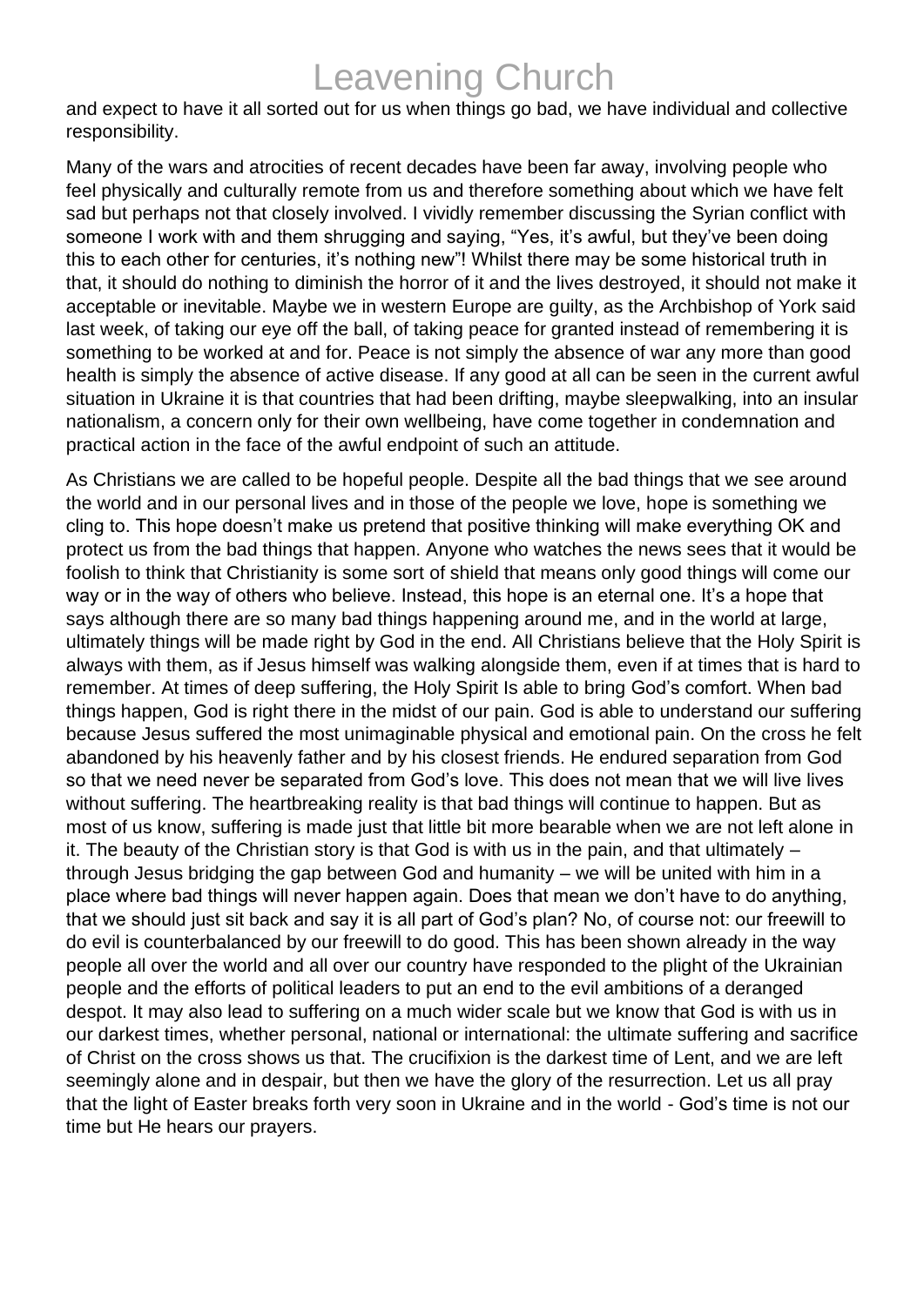and expect to have it all sorted out for us when things go bad, we have individual and collective responsibility.

Many of the wars and atrocities of recent decades have been far away, involving people who feel physically and culturally remote from us and therefore something about which we have felt sad but perhaps not that closely involved. I vividly remember discussing the Syrian conflict with someone I work with and them shrugging and saying, "Yes, it's awful, but they've been doing this to each other for centuries, it's nothing new"! Whilst there may be some historical truth in that, it should do nothing to diminish the horror of it and the lives destroyed, it should not make it acceptable or inevitable. Maybe we in western Europe are guilty, as the Archbishop of York said last week, of taking our eye off the ball, of taking peace for granted instead of remembering it is something to be worked at and for. Peace is not simply the absence of war any more than good health is simply the absence of active disease. If any good at all can be seen in the current awful situation in Ukraine it is that countries that had been drifting, maybe sleepwalking, into an insular nationalism, a concern only for their own wellbeing, have come together in condemnation and practical action in the face of the awful endpoint of such an attitude.

As Christians we are called to be hopeful people. Despite all the bad things that we see around the world and in our personal lives and in those of the people we love, hope is something we cling to. This hope doesn't make us pretend that positive thinking will make everything OK and protect us from the bad things that happen. Anyone who watches the news sees that it would be foolish to think that Christianity is some sort of shield that means only good things will come our way or in the way of others who believe. Instead, this hope is an eternal one. It's a hope that says although there are so many bad things happening around me, and in the world at large, ultimately things will be made right by God in the end. All Christians believe that the Holy Spirit is always with them, as if Jesus himself was walking alongside them, even if at times that is hard to remember. At times of deep suffering, the Holy Spirit Is able to bring God's comfort. When bad things happen, God is right there in the midst of our pain. God is able to understand our suffering because Jesus suffered the most unimaginable physical and emotional pain. On the cross he felt abandoned by his heavenly father and by his closest friends. He endured separation from God so that we need never be separated from God's love. This does not mean that we will live lives without suffering. The heartbreaking reality is that bad things will continue to happen. But as most of us know, suffering is made just that little bit more bearable when we are not left alone in it. The beauty of the Christian story is that God is with us in the pain, and that ultimately – through Jesus bridging the gap between God and humanity – we will be united with him in a place where bad things will never happen again. Does that mean we don't have to do anything, that we should just sit back and say it is all part of God's plan? No, of course not: our freewill to do evil is counterbalanced by our freewill to do good. This has been shown already in the way people all over the world and all over our country have responded to the plight of the Ukrainian people and the efforts of political leaders to put an end to the evil ambitions of a deranged despot. It may also lead to suffering on a much wider scale but we know that God is with us in our darkest times, whether personal, national or international: the ultimate suffering and sacrifice of Christ on the cross shows us that. The crucifixion is the darkest time of Lent, and we are left seemingly alone and in despair, but then we have the glory of the resurrection. Let us all pray that the light of Easter breaks forth very soon in Ukraine and in the world - God's time is not our time but He hears our prayers.